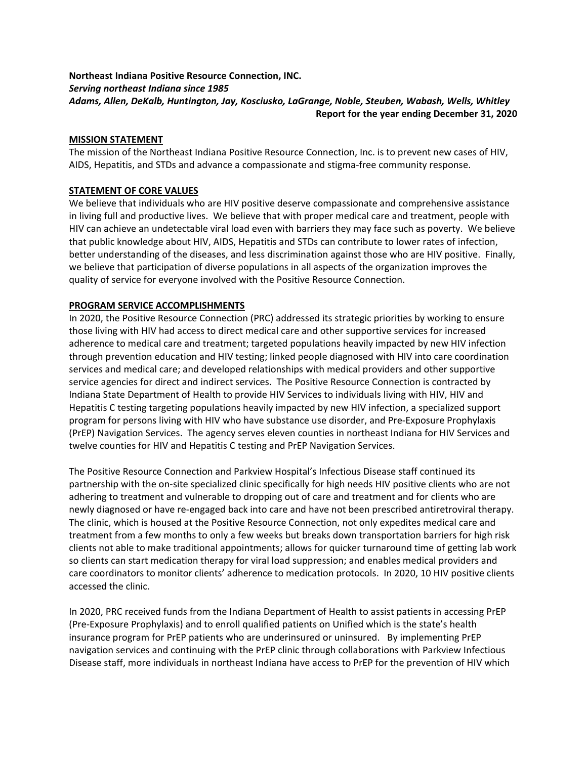**Northeast Indiana Positive Resource Connection, INC.**
***Serving northeast Indiana since 1985***
***Adams, Allen, DeKalb, Huntington, Jay, Kosciusko, LaGrange, Noble, Steuben, Wabash, Wells, Whitley***
**Report for the year ending December 31, 2020**

## MISSION STATEMENT

The mission of the Northeast Indiana Positive Resource Connection, Inc. is to prevent new cases of HIV, AIDS, Hepatitis, and STDs and advance a compassionate and stigma-free community response.

## STATEMENT OF CORE VALUES

We believe that individuals who are HIV positive deserve compassionate and comprehensive assistance in living full and productive lives. We believe that with proper medical care and treatment, people with HIV can achieve an undetectable viral load even with barriers they may face such as poverty. We believe that public knowledge about HIV, AIDS, Hepatitis and STDs can contribute to lower rates of infection, better understanding of the diseases, and less discrimination against those who are HIV positive. Finally, we believe that participation of diverse populations in all aspects of the organization improves the quality of service for everyone involved with the Positive Resource Connection.

## PROGRAM SERVICE ACCOMPLISHMENTS

In 2020, the Positive Resource Connection (PRC) addressed its strategic priorities by working to ensure those living with HIV had access to direct medical care and other supportive services for increased adherence to medical care and treatment; targeted populations heavily impacted by new HIV infection through prevention education and HIV testing; linked people diagnosed with HIV into care coordination services and medical care; and developed relationships with medical providers and other supportive service agencies for direct and indirect services. The Positive Resource Connection is contracted by Indiana State Department of Health to provide HIV Services to individuals living with HIV, HIV and Hepatitis C testing targeting populations heavily impacted by new HIV infection, a specialized support program for persons living with HIV who have substance use disorder, and Pre-Exposure Prophylaxis (PrEP) Navigation Services. The agency serves eleven counties in northeast Indiana for HIV Services and twelve counties for HIV and Hepatitis C testing and PrEP Navigation Services.

The Positive Resource Connection and Parkview Hospital's Infectious Disease staff continued its partnership with the on-site specialized clinic specifically for high needs HIV positive clients who are not adhering to treatment and vulnerable to dropping out of care and treatment and for clients who are newly diagnosed or have re-engaged back into care and have not been prescribed antiretroviral therapy. The clinic, which is housed at the Positive Resource Connection, not only expedites medical care and treatment from a few months to only a few weeks but breaks down transportation barriers for high risk clients not able to make traditional appointments; allows for quicker turnaround time of getting lab work so clients can start medication therapy for viral load suppression; and enables medical providers and care coordinators to monitor clients' adherence to medication protocols. In 2020, 10 HIV positive clients accessed the clinic.

In 2020, PRC received funds from the Indiana Department of Health to assist patients in accessing PrEP (Pre-Exposure Prophylaxis) and to enroll qualified patients on Unified which is the state's health insurance program for PrEP patients who are underinsured or uninsured. By implementing PrEP navigation services and continuing with the PrEP clinic through collaborations with Parkview Infectious Disease staff, more individuals in northeast Indiana have access to PrEP for the prevention of HIV which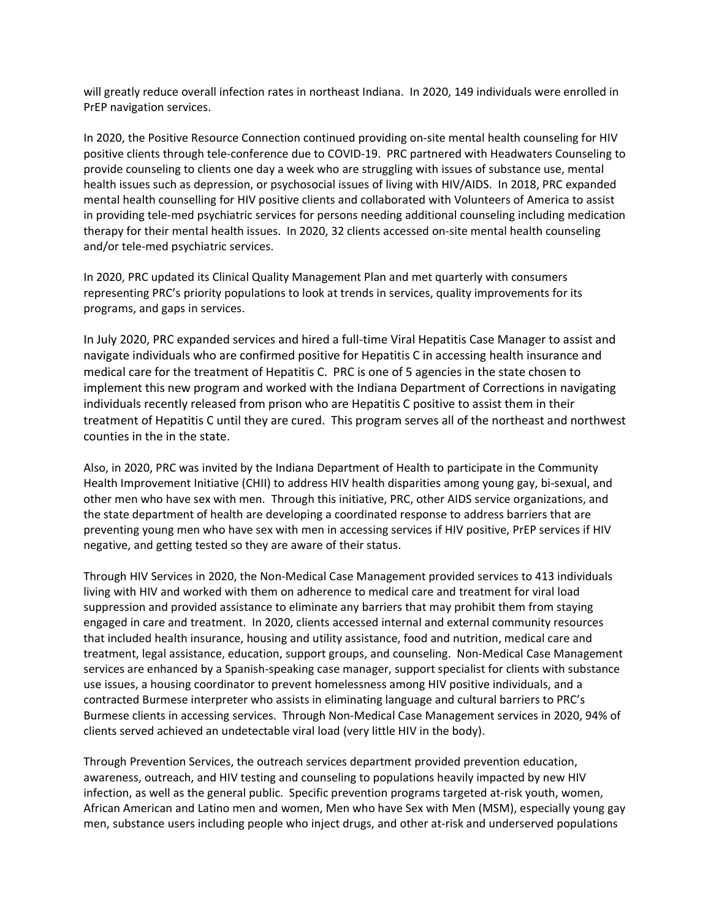will greatly reduce overall infection rates in northeast Indiana. In 2020, 149 individuals were enrolled in PrEP navigation services.

In 2020, the Positive Resource Connection continued providing on-site mental health counseling for HIV positive clients through tele-conference due to COVID-19. PRC partnered with Headwaters Counseling to provide counseling to clients one day a week who are struggling with issues of substance use, mental health issues such as depression, or psychosocial issues of living with HIV/AIDS. In 2018, PRC expanded mental health counselling for HIV positive clients and collaborated with Volunteers of America to assist in providing tele-med psychiatric services for persons needing additional counseling including medication therapy for their mental health issues. In 2020, 32 clients accessed on-site mental health counseling and/or tele-med psychiatric services.

In 2020, PRC updated its Clinical Quality Management Plan and met quarterly with consumers representing PRC's priority populations to look at trends in services, quality improvements for its programs, and gaps in services.

In July 2020, PRC expanded services and hired a full-time Viral Hepatitis Case Manager to assist and navigate individuals who are confirmed positive for Hepatitis C in accessing health insurance and medical care for the treatment of Hepatitis C. PRC is one of 5 agencies in the state chosen to implement this new program and worked with the Indiana Department of Corrections in navigating individuals recently released from prison who are Hepatitis C positive to assist them in their treatment of Hepatitis C until they are cured. This program serves all of the northeast and northwest counties in the in the state.

Also, in 2020, PRC was invited by the Indiana Department of Health to participate in the Community Health Improvement Initiative (CHII) to address HIV health disparities among young gay, bi-sexual, and other men who have sex with men. Through this initiative, PRC, other AIDS service organizations, and the state department of health are developing a coordinated response to address barriers that are preventing young men who have sex with men in accessing services if HIV positive, PrEP services if HIV negative, and getting tested so they are aware of their status.

Through HIV Services in 2020, the Non-Medical Case Management provided services to 413 individuals living with HIV and worked with them on adherence to medical care and treatment for viral load suppression and provided assistance to eliminate any barriers that may prohibit them from staying engaged in care and treatment. In 2020, clients accessed internal and external community resources that included health insurance, housing and utility assistance, food and nutrition, medical care and treatment, legal assistance, education, support groups, and counseling. Non-Medical Case Management services are enhanced by a Spanish-speaking case manager, support specialist for clients with substance use issues, a housing coordinator to prevent homelessness among HIV positive individuals, and a contracted Burmese interpreter who assists in eliminating language and cultural barriers to PRC's Burmese clients in accessing services. Through Non-Medical Case Management services in 2020, 94% of clients served achieved an undetectable viral load (very little HIV in the body).

Through Prevention Services, the outreach services department provided prevention education, awareness, outreach, and HIV testing and counseling to populations heavily impacted by new HIV infection, as well as the general public. Specific prevention programs targeted at-risk youth, women, African American and Latino men and women, Men who have Sex with Men (MSM), especially young gay men, substance users including people who inject drugs, and other at-risk and underserved populations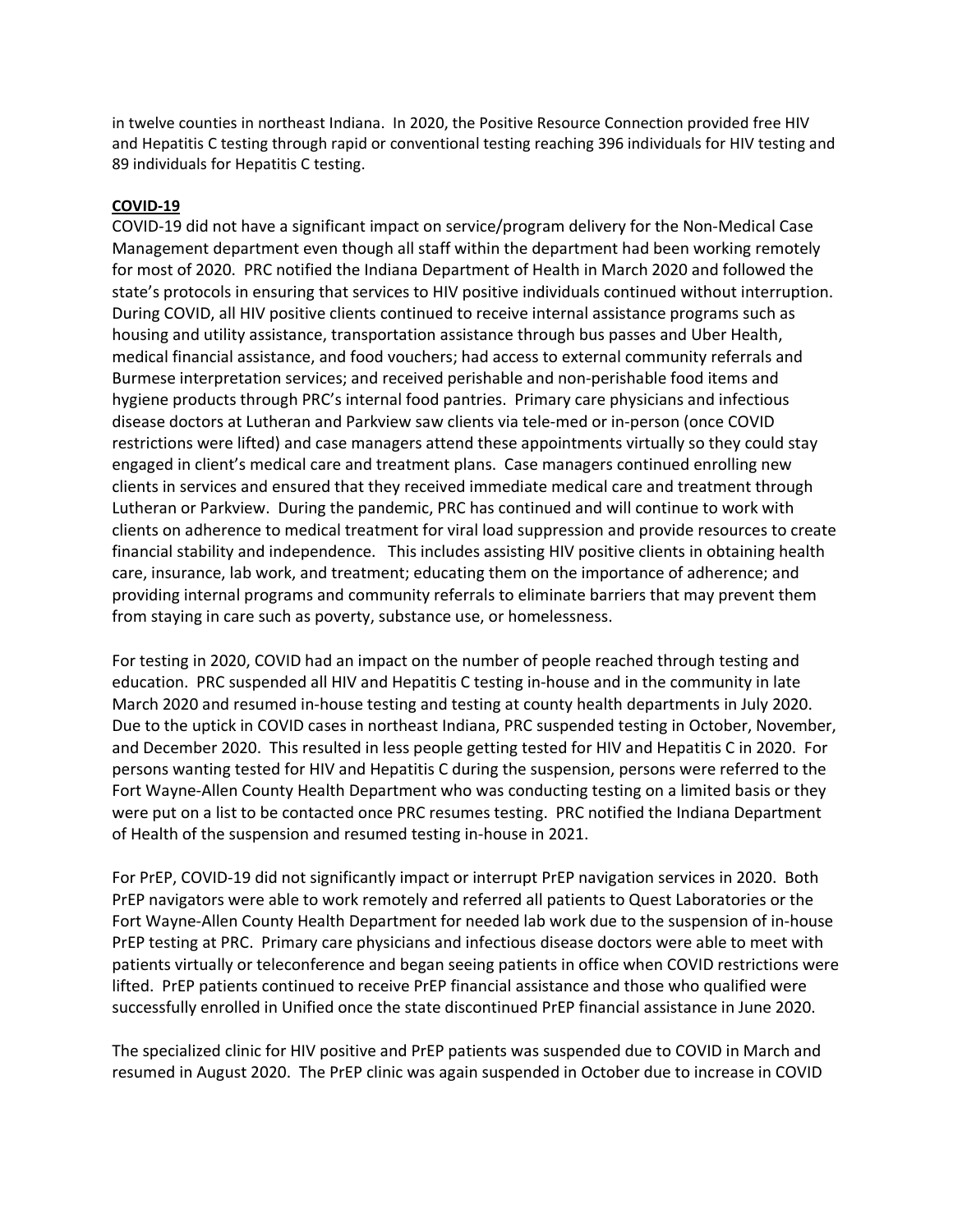in twelve counties in northeast Indiana. In 2020, the Positive Resource Connection provided free HIV and Hepatitis C testing through rapid or conventional testing reaching 396 individuals for HIV testing and 89 individuals for Hepatitis C testing.

**COVID-19**

COVID-19 did not have a significant impact on service/program delivery for the Non-Medical Case Management department even though all staff within the department had been working remotely for most of 2020. PRC notified the Indiana Department of Health in March 2020 and followed the state's protocols in ensuring that services to HIV positive individuals continued without interruption. During COVID, all HIV positive clients continued to receive internal assistance programs such as housing and utility assistance, transportation assistance through bus passes and Uber Health, medical financial assistance, and food vouchers; had access to external community referrals and Burmese interpretation services; and received perishable and non-perishable food items and hygiene products through PRC's internal food pantries. Primary care physicians and infectious disease doctors at Lutheran and Parkview saw clients via tele-med or in-person (once COVID restrictions were lifted) and case managers attend these appointments virtually so they could stay engaged in client's medical care and treatment plans. Case managers continued enrolling new clients in services and ensured that they received immediate medical care and treatment through Lutheran or Parkview. During the pandemic, PRC has continued and will continue to work with clients on adherence to medical treatment for viral load suppression and provide resources to create financial stability and independence. This includes assisting HIV positive clients in obtaining health care, insurance, lab work, and treatment; educating them on the importance of adherence; and providing internal programs and community referrals to eliminate barriers that may prevent them from staying in care such as poverty, substance use, or homelessness.

For testing in 2020, COVID had an impact on the number of people reached through testing and education. PRC suspended all HIV and Hepatitis C testing in-house and in the community in late March 2020 and resumed in-house testing and testing at county health departments in July 2020. Due to the uptick in COVID cases in northeast Indiana, PRC suspended testing in October, November, and December 2020. This resulted in less people getting tested for HIV and Hepatitis C in 2020. For persons wanting tested for HIV and Hepatitis C during the suspension, persons were referred to the Fort Wayne-Allen County Health Department who was conducting testing on a limited basis or they were put on a list to be contacted once PRC resumes testing. PRC notified the Indiana Department of Health of the suspension and resumed testing in-house in 2021.

For PrEP, COVID-19 did not significantly impact or interrupt PrEP navigation services in 2020. Both PrEP navigators were able to work remotely and referred all patients to Quest Laboratories or the Fort Wayne-Allen County Health Department for needed lab work due to the suspension of in-house PrEP testing at PRC. Primary care physicians and infectious disease doctors were able to meet with patients virtually or teleconference and began seeing patients in office when COVID restrictions were lifted. PrEP patients continued to receive PrEP financial assistance and those who qualified were successfully enrolled in Unified once the state discontinued PrEP financial assistance in June 2020.

The specialized clinic for HIV positive and PrEP patients was suspended due to COVID in March and resumed in August 2020. The PrEP clinic was again suspended in October due to increase in COVID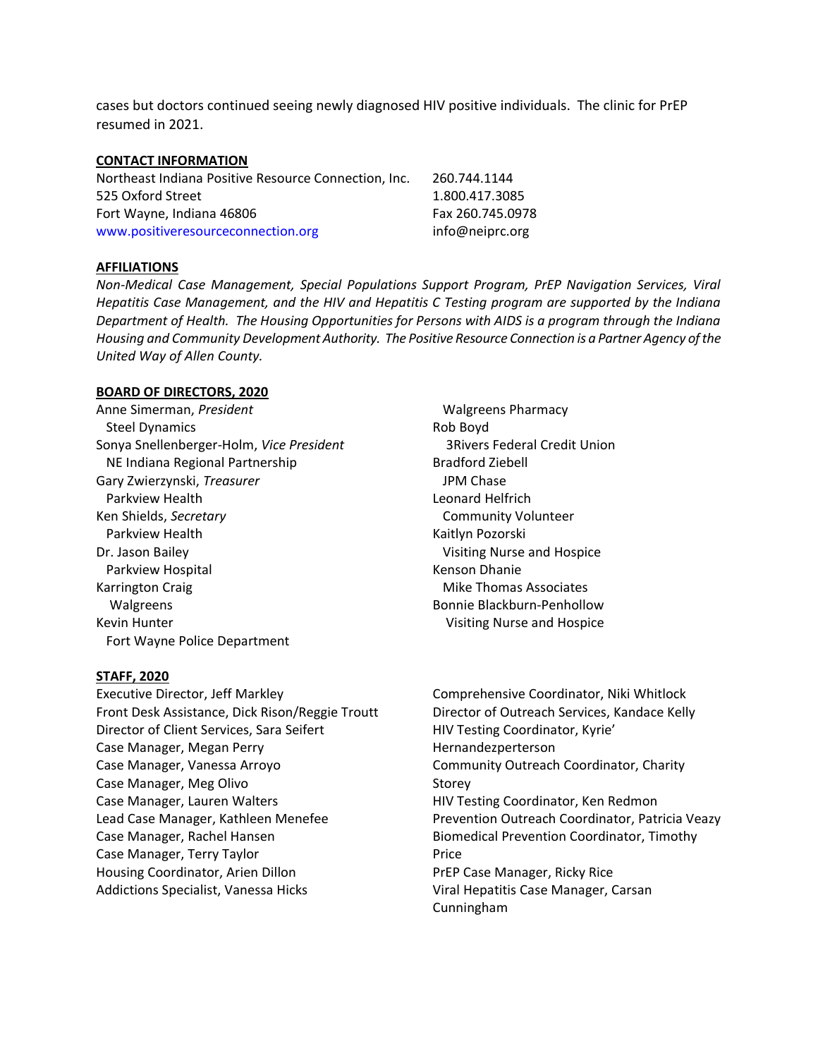cases but doctors continued seeing newly diagnosed HIV positive individuals. The clinic for PrEP resumed in 2021.

**CONTACT INFORMATION**

Northeast Indiana Positive Resource Connection, Inc.
525 Oxford Street
Fort Wayne, Indiana 46806
www.positiveresourceconnection.org

260.744.1144
1.800.417.3085
Fax 260.745.0978
info@neiprc.org

**AFFILIATIONS**

*Non-Medical Case Management, Special Populations Support Program, PrEP Navigation Services, Viral Hepatitis Case Management, and the HIV and Hepatitis C Testing program are supported by the Indiana Department of Health. The Housing Opportunities for Persons with AIDS is a program through the Indiana Housing and Community Development Authority. The Positive Resource Connection is a Partner Agency of the United Way of Allen County.*

**BOARD OF DIRECTORS, 2020**

Anne Simerman, *President*
Steel Dynamics
Sonya Snellenberger-Holm, *Vice President*
NE Indiana Regional Partnership
Gary Zwierzynski, *Treasurer*
Parkview Health
Ken Shields, *Secretary*
Parkview Health
Dr. Jason Bailey
Parkview Hospital
Karrington Craig
Walgreens
Kevin Hunter
Fort Wayne Police Department
Walgreens Pharmacy
Rob Boyd
3Rivers Federal Credit Union
Bradford Ziebell
JPM Chase
Leonard Helfrich
Community Volunteer
Kaitlyn Pozorski
Visiting Nurse and Hospice
Kenson Dhanie
Mike Thomas Associates
Bonnie Blackburn-Penhollow
Visiting Nurse and Hospice

**STAFF, 2020**

Executive Director, Jeff Markley
Front Desk Assistance, Dick Rison/Reggie Troutt
Director of Client Services, Sara Seifert
Case Manager, Megan Perry
Case Manager, Vanessa Arroyo
Case Manager, Meg Olivo
Case Manager, Lauren Walters
Lead Case Manager, Kathleen Menefee
Case Manager, Rachel Hansen
Case Manager, Terry Taylor
Housing Coordinator, Arien Dillon
Addictions Specialist, Vanessa Hicks
Comprehensive Coordinator, Niki Whitlock
Director of Outreach Services, Kandace Kelly
HIV Testing Coordinator, Kyrie' Hernandezperterson
Community Outreach Coordinator, Charity Storey
HIV Testing Coordinator, Ken Redmon
Prevention Outreach Coordinator, Patricia Veazy
Biomedical Prevention Coordinator, Timothy Price
PrEP Case Manager, Ricky Rice
Viral Hepatitis Case Manager, Carsan Cunningham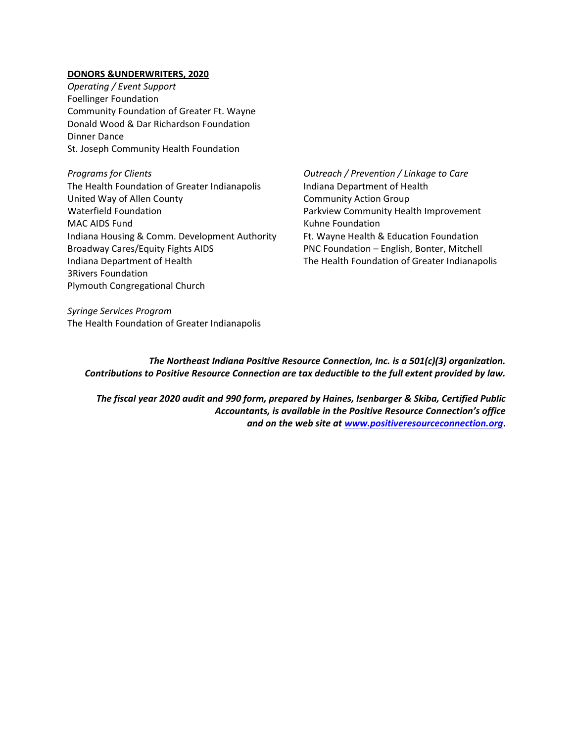**DONORS &UNDERWRITERS, 2020**

*Operating / Event Support*

Foellinger Foundation
Community Foundation of Greater Ft. Wayne
Donald Wood & Dar Richardson Foundation
Dinner Dance
St. Joseph Community Health Foundation

*Programs for Clients*

The Health Foundation of Greater Indianapolis
United Way of Allen County
Waterfield Foundation
MAC AIDS Fund
Indiana Housing & Comm. Development Authority
Broadway Cares/Equity Fights AIDS
Indiana Department of Health
3Rivers Foundation
Plymouth Congregational Church

*Syringe Services Program*

The Health Foundation of Greater Indianapolis

*Outreach / Prevention / Linkage to Care*

Indiana Department of Health
Community Action Group
Parkview Community Health Improvement
Kuhne Foundation
Ft. Wayne Health & Education Foundation
PNC Foundation – English, Bonter, Mitchell
The Health Foundation of Greater Indianapolis

***The Northeast Indiana Positive Resource Connection, Inc. is a 501(c)(3) organization. Contributions to Positive Resource Connection are tax deductible to the full extent provided by law.***

***The fiscal year 2020 audit and 990 form, prepared by Haines, Isenbarger & Skiba, Certified Public Accountants, is available in the Positive Resource Connection's office and on the web site at [www.positiveresourceconnection.org](http://www.positiveresourceconnection.org).***